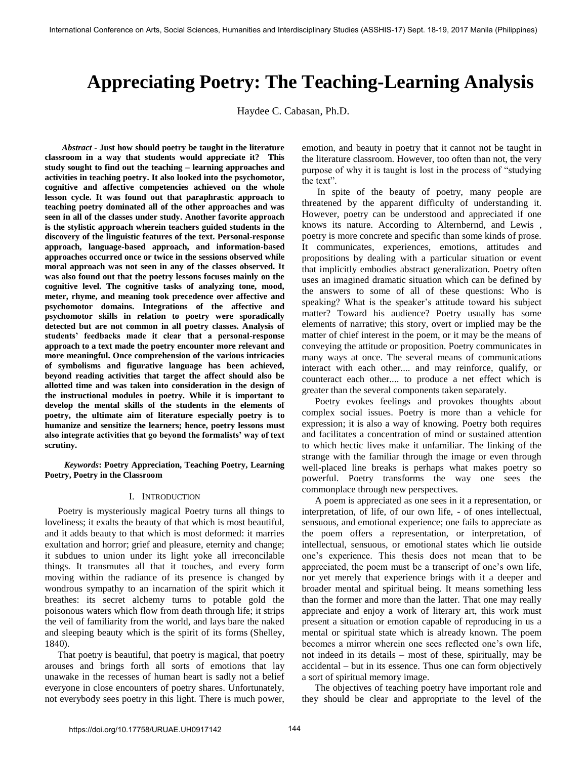# Appreciating Poetry: The Teaching-Learning Analysis

Haydee C. Cabasan, Ph.D.

***Abstract* - Just how should poetry be taught in the literature classroom in a way that students would appreciate it? This study sought to find out the teaching – learning approaches and activities in teaching poetry. It also looked into the psychomotor, cognitive and affective competencies achieved on the whole lesson cycle. It was found out that paraphrastic approach to teaching poetry dominated all of the other approaches and was seen in all of the classes under study. Another favorite approach is the stylistic approach wherein teachers guided students in the discovery of the linguistic features of the text. Personal-response approach, language-based approach, and information-based approaches occurred once or twice in the sessions observed while moral approach was not seen in any of the classes observed. It was also found out that the poetry lessons focuses mainly on the cognitive level. The cognitive tasks of analyzing tone, mood, meter, rhyme, and meaning took precedence over affective and psychomotor domains. Integrations of the affective and psychomotor skills in relation to poetry were sporadically detected but are not common in all poetry classes. Analysis of students' feedbacks made it clear that a personal-response approach to a text made the poetry encounter more relevant and more meaningful. Once comprehension of the various intricacies of symbolisms and figurative language has been achieved, beyond reading activities that target the affect should also be allotted time and was taken into consideration in the design of the instructional modules in poetry. While it is important to develop the mental skills of the students in the elements of poetry, the ultimate aim of literature especially poetry is to humanize and sensitize the learners; hence, poetry lessons must also integrate activities that go beyond the formalists' way of text scrutiny.**

***Keywords*: Poetry Appreciation, Teaching Poetry, Learning Poetry, Poetry in the Classroom**

## I. Introduction

Poetry is mysteriously magical Poetry turns all things to loveliness; it exalts the beauty of that which is most beautiful, and it adds beauty to that which is most deformed: it marries exultation and horror; grief and pleasure, eternity and change; it subdues to union under its light yoke all irreconcilable things. It transmutes all that it touches, and every form moving within the radiance of its presence is changed by wondrous sympathy to an incarnation of the spirit which it breathes: its secret alchemy turns to potable gold the poisonous waters which flow from death through life; it strips the veil of familiarity from the world, and lays bare the naked and sleeping beauty which is the spirit of its forms (Shelley, 1840).

That poetry is beautiful, that poetry is magical, that poetry arouses and brings forth all sorts of emotions that lay unawake in the recesses of human heart is sadly not a belief everyone in close encounters of poetry shares. Unfortunately, not everybody sees poetry in this light. There is much power, emotion, and beauty in poetry that it cannot not be taught in the literature classroom. However, too often than not, the very purpose of why it is taught is lost in the process of "studying the text".

In spite of the beauty of poetry, many people are threatened by the apparent difficulty of understanding it. However, poetry can be understood and appreciated if one knows its nature. According to Alternbernd, and Lewis , poetry is more concrete and specific than some kinds of prose. It communicates, experiences, emotions, attitudes and propositions by dealing with a particular situation or event that implicitly embodies abstract generalization. Poetry often uses an imagined dramatic situation which can be defined by the answers to some of all of these questions: Who is speaking? What is the speaker's attitude toward his subject matter? Toward his audience? Poetry usually has some elements of narrative; this story, overt or implied may be the matter of chief interest in the poem, or it may be the means of conveying the attitude or proposition. Poetry communicates in many ways at once. The several means of communications interact with each other.... and may reinforce, qualify, or counteract each other.... to produce a net effect which is greater than the several components taken separately.

Poetry evokes feelings and provokes thoughts about complex social issues. Poetry is more than a vehicle for expression; it is also a way of knowing. Poetry both requires and facilitates a concentration of mind or sustained attention to which hectic lives make it unfamiliar. The linking of the strange with the familiar through the image or even through well-placed line breaks is perhaps what makes poetry so powerful. Poetry transforms the way one sees the commonplace through new perspectives.

A poem is appreciated as one sees in it a representation, or interpretation, of life, of our own life, - of ones intellectual, sensuous, and emotional experience; one fails to appreciate as the poem offers a representation, or interpretation, of intellectual, sensuous, or emotional states which lie outside one's experience. This thesis does not mean that to be appreciated, the poem must be a transcript of one's own life, nor yet merely that experience brings with it a deeper and broader mental and spiritual being. It means something less than the former and more than the latter. That one may really appreciate and enjoy a work of literary art, this work must present a situation or emotion capable of reproducing in us a mental or spiritual state which is already known. The poem becomes a mirror wherein one sees reflected one's own life, not indeed in its details – most of these, spiritually, may be accidental – but in its essence. Thus one can form objectively a sort of spiritual memory image.

The objectives of teaching poetry have important role and they should be clear and appropriate to the level of the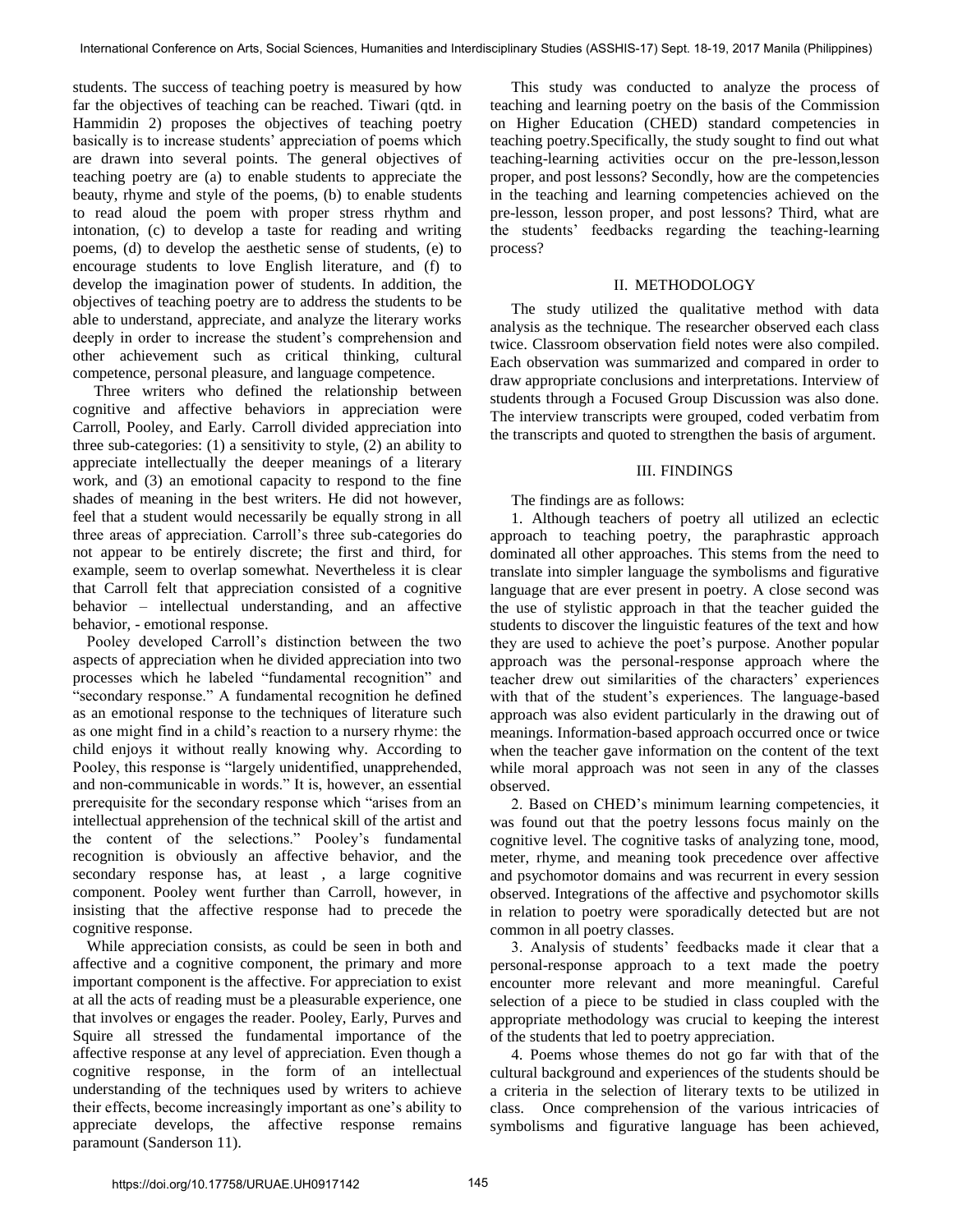students. The success of teaching poetry is measured by how far the objectives of teaching can be reached. Tiwari (qtd. in Hammidin 2) proposes the objectives of teaching poetry basically is to increase students' appreciation of poems which are drawn into several points. The general objectives of teaching poetry are (a) to enable students to appreciate the beauty, rhyme and style of the poems, (b) to enable students to read aloud the poem with proper stress rhythm and intonation, (c) to develop a taste for reading and writing poems, (d) to develop the aesthetic sense of students, (e) to encourage students to love English literature, and (f) to develop the imagination power of students. In addition, the objectives of teaching poetry are to address the students to be able to understand, appreciate, and analyze the literary works deeply in order to increase the student's comprehension and other achievement such as critical thinking, cultural competence, personal pleasure, and language competence.

Three writers who defined the relationship between cognitive and affective behaviors in appreciation were Carroll, Pooley, and Early. Carroll divided appreciation into three sub-categories: (1) a sensitivity to style, (2) an ability to appreciate intellectually the deeper meanings of a literary work, and (3) an emotional capacity to respond to the fine shades of meaning in the best writers. He did not however, feel that a student would necessarily be equally strong in all three areas of appreciation. Carroll's three sub-categories do not appear to be entirely discrete; the first and third, for example, seem to overlap somewhat. Nevertheless it is clear that Carroll felt that appreciation consisted of a cognitive behavior – intellectual understanding, and an affective behavior, - emotional response.

Pooley developed Carroll's distinction between the two aspects of appreciation when he divided appreciation into two processes which he labeled "fundamental recognition" and "secondary response." A fundamental recognition he defined as an emotional response to the techniques of literature such as one might find in a child's reaction to a nursery rhyme: the child enjoys it without really knowing why. According to Pooley, this response is "largely unidentified, unapprehended, and non-communicable in words." It is, however, an essential prerequisite for the secondary response which "arises from an intellectual apprehension of the technical skill of the artist and the content of the selections." Pooley's fundamental recognition is obviously an affective behavior, and the secondary response has, at least , a large cognitive component. Pooley went further than Carroll, however, in insisting that the affective response had to precede the cognitive response.

While appreciation consists, as could be seen in both and affective and a cognitive component, the primary and more important component is the affective. For appreciation to exist at all the acts of reading must be a pleasurable experience, one that involves or engages the reader. Pooley, Early, Purves and Squire all stressed the fundamental importance of the affective response at any level of appreciation. Even though a cognitive response, in the form of an intellectual understanding of the techniques used by writers to achieve their effects, become increasingly important as one's ability to appreciate develops, the affective response remains paramount (Sanderson 11).

This study was conducted to analyze the process of teaching and learning poetry on the basis of the Commission on Higher Education (CHED) standard competencies in teaching poetry.Specifically, the study sought to find out what teaching-learning activities occur on the pre-lesson,lesson proper, and post lessons? Secondly, how are the competencies in the teaching and learning competencies achieved on the pre-lesson, lesson proper, and post lessons? Third, what are the students' feedbacks regarding the teaching-learning process?

## II. METHODOLOGY

The study utilized the qualitative method with data analysis as the technique. The researcher observed each class twice. Classroom observation field notes were also compiled. Each observation was summarized and compared in order to draw appropriate conclusions and interpretations. Interview of students through a Focused Group Discussion was also done. The interview transcripts were grouped, coded verbatim from the transcripts and quoted to strengthen the basis of argument.

## III. FINDINGS

The findings are as follows:

1. Although teachers of poetry all utilized an eclectic approach to teaching poetry, the paraphrastic approach dominated all other approaches. This stems from the need to translate into simpler language the symbolisms and figurative language that are ever present in poetry. A close second was the use of stylistic approach in that the teacher guided the students to discover the linguistic features of the text and how they are used to achieve the poet's purpose. Another popular approach was the personal-response approach where the teacher drew out similarities of the characters' experiences with that of the student's experiences. The language-based approach was also evident particularly in the drawing out of meanings. Information-based approach occurred once or twice when the teacher gave information on the content of the text while moral approach was not seen in any of the classes observed.

2. Based on CHED's minimum learning competencies, it was found out that the poetry lessons focus mainly on the cognitive level. The cognitive tasks of analyzing tone, mood, meter, rhyme, and meaning took precedence over affective and psychomotor domains and was recurrent in every session observed. Integrations of the affective and psychomotor skills in relation to poetry were sporadically detected but are not common in all poetry classes.

3. Analysis of students' feedbacks made it clear that a personal-response approach to a text made the poetry encounter more relevant and more meaningful. Careful selection of a piece to be studied in class coupled with the appropriate methodology was crucial to keeping the interest of the students that led to poetry appreciation.

4. Poems whose themes do not go far with that of the cultural background and experiences of the students should be a criteria in the selection of literary texts to be utilized in class. Once comprehension of the various intricacies of symbolisms and figurative language has been achieved,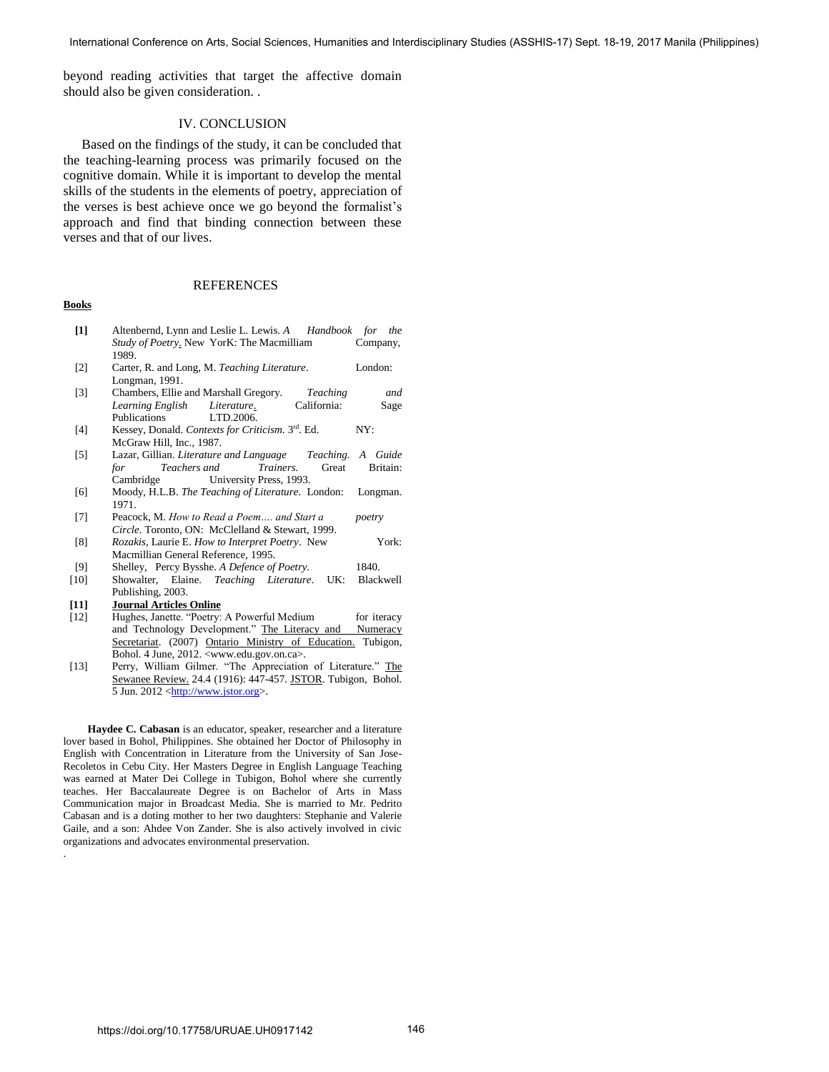beyond reading activities that target the affective domain should also be given consideration. .

## IV. CONCLUSION

Based on the findings of the study, it can be concluded that the teaching-learning process was primarily focused on the cognitive domain. While it is important to develop the mental skills of the students in the elements of poetry, appreciation of the verses is best achieve once we go beyond the formalist's approach and find that binding connection between these verses and that of our lives.

## REFERENCES

**Books**

**[1]** Altenbernd, Lynn and Leslie L. Lewis. *A Handbook for the Study of Poetry*. New YorK: The Macmilliam Company, 1989.

[2] Carter, R. and Long, M. *Teaching Literature*. London: Longman, 1991.

[3] Chambers, Ellie and Marshall Gregory. *Teaching and Learning English Literature*. California: Sage Publications LTD.2006.

[4] Kessey, Donald. *Contexts for Criticism*. 3rd. Ed. NY: McGraw Hill, Inc., 1987.

[5] Lazar, Gillian. *Literature and Language Teaching. A Guide for Teachers and Trainers.* Great Britain: Cambridge University Press, 1993.

[6] Moody, H.L.B. *The Teaching of Literature*. London: Longman. 1971.

[7] Peacock, M. *How to Read a Poem…. and Start a poetry Circle*. Toronto, ON: McClelland & Stewart, 1999.

[8] *Rozakis*, Laurie E. *How to Interpret Poetry*. New York: Macmillian General Reference, 1995.

[9] Shelley, Percy Bysshe. *A Defence of Poetry.* 1840.

[10] Showalter, Elaine. *Teaching Literature*. UK: Blackwell Publishing, 2003.

**[11] Journal Articles Online**

[12] Hughes, Janette. "Poetry: A Powerful Medium for iteracy and Technology Development." The Literacy and Numeracy Secretariat. (2007) Ontario Ministry of Education. Tubigon, Bohol. 4 June, 2012. <www.edu.gov.on.ca>.

[13] Perry, William Gilmer. "The Appreciation of Literature." The Sewanee Review. 24.4 (1916): 447-457. JSTOR. Tubigon, Bohol. 5 Jun. 2012 <http://www.jstor.org>.

**Haydee C. Cabasan** is an educator, speaker, researcher and a literature lover based in Bohol, Philippines. She obtained her Doctor of Philosophy in English with Concentration in Literature from the University of San Jose-Recoletos in Cebu City. Her Masters Degree in English Language Teaching was earned at Mater Dei College in Tubigon, Bohol where she currently teaches. Her Baccalaureate Degree is on Bachelor of Arts in Mass Communication major in Broadcast Media. She is married to Mr. Pedrito Cabasan and is a doting mother to her two daughters: Stephanie and Valerie Gaile, and a son: Ahdee Von Zander. She is also actively involved in civic organizations and advocates environmental preservation.